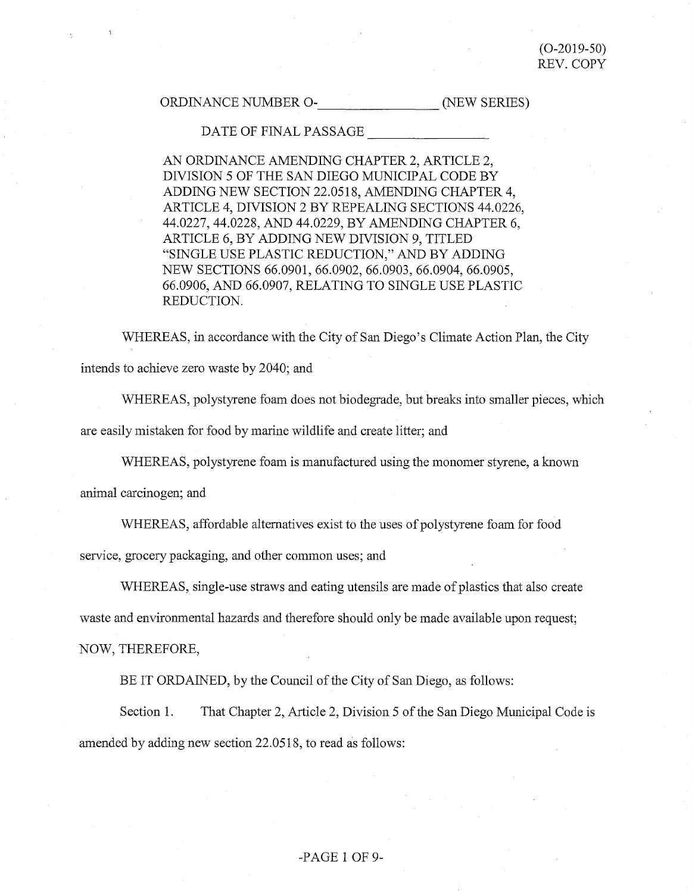(O-2019-50)
REV. COPY

ORDINANCE NUMBER O-________________ (NEW SERIES)

DATE OF FINAL PASSAGE ________________

AN ORDINANCE AMENDING CHAPTER 2, ARTICLE 2, DIVISION 5 OF THE SAN DIEGO MUNICIPAL CODE BY ADDING NEW SECTION 22.0518, AMENDING CHAPTER 4, ARTICLE 4, DIVISION 2 BY REPEALING SECTIONS 44.0226, 44.0227, 44.0228, AND 44.0229, BY AMENDING CHAPTER 6, ARTICLE 6, BY ADDING NEW DIVISION 9, TITLED "SINGLE USE PLASTIC REDUCTION," AND BY ADDING NEW SECTIONS 66.0901, 66.0902, 66.0903, 66.0904, 66.0905, 66.0906, AND 66.0907, RELATING TO SINGLE USE PLASTIC REDUCTION.

WHEREAS, in accordance with the City of San Diego's Climate Action Plan, the City intends to achieve zero waste by 2040; and

WHEREAS, polystyrene foam does not biodegrade, but breaks into smaller pieces, which are easily mistaken for food by marine wildlife and create litter; and

WHEREAS, polystyrene foam is manufactured using the monomer styrene, a known animal carcinogen; and

WHEREAS, affordable alternatives exist to the uses of polystyrene foam for food service, grocery packaging, and other common uses; and

WHEREAS, single-use straws and eating utensils are made of plastics that also create waste and environmental hazards and therefore should only be made available upon request; NOW, THEREFORE,

BE IT ORDAINED, by the Council of the City of San Diego, as follows:

Section 1. That Chapter 2, Article 2, Division 5 of the San Diego Municipal Code is amended by adding new section 22.0518, to read as follows: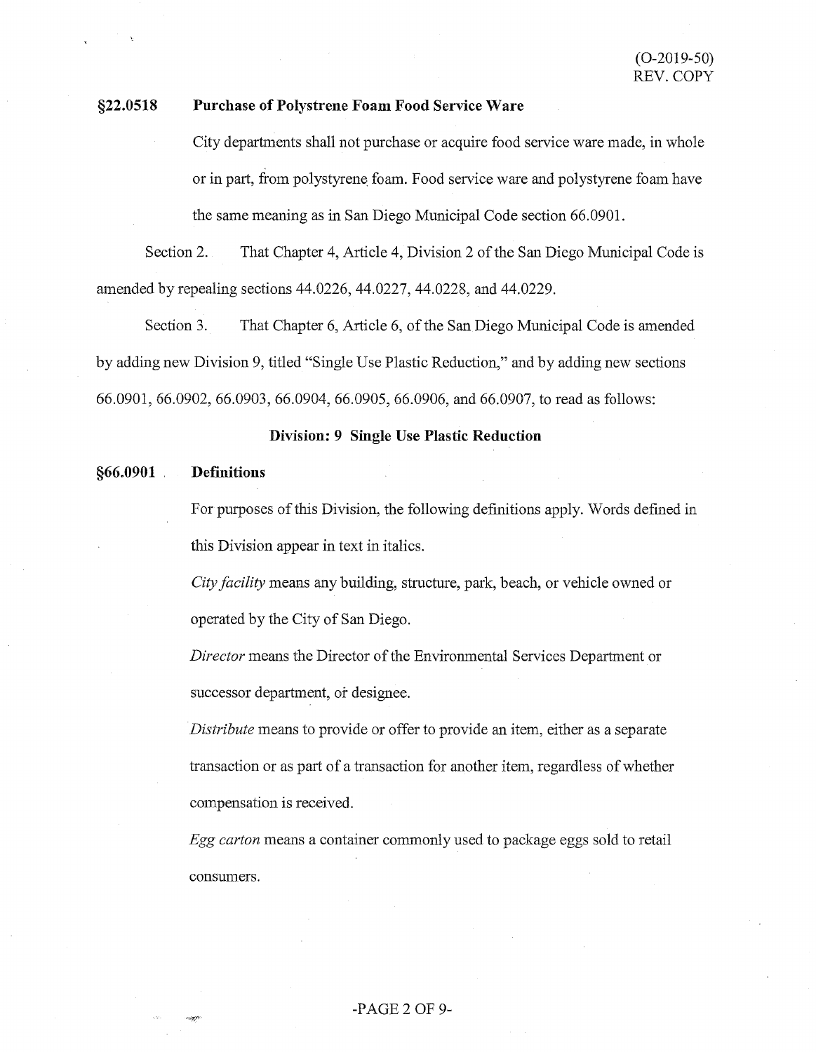**§22.0518 Purchase of Polystrene Foam Food Service Ware**

City departments shall not purchase or acquire food service ware made, in whole or in part, from polystyrene foam. Food service ware and polystyrene foam have the same meaning as in San Diego Municipal Code section 66.0901.

Section 2. That Chapter 4, Article 4, Division 2 of the San Diego Municipal Code is amended by repealing sections 44.0226, 44.0227, 44.0228, and 44.0229.

Section 3. That Chapter 6, Article 6, of the San Diego Municipal Code is amended by adding new Division 9, titled "Single Use Plastic Reduction," and by adding new sections 66.0901, 66.0902, 66.0903, 66.0904, 66.0905, 66.0906, and 66.0907, to read as follows:

**Division: 9 Single Use Plastic Reduction**

**§66.0901 Definitions**

For purposes of this Division, the following definitions apply. Words defined in this Division appear in text in italics.

*City facility* means any building, structure, park, beach, or vehicle owned or operated by the City of San Diego.

*Director* means the Director of the Environmental Services Department or successor department, or designee.

*Distribute* means to provide or offer to provide an item, either as a separate transaction or as part of a transaction for another item, regardless of whether compensation is received.

*Egg carton* means a container commonly used to package eggs sold to retail consumers.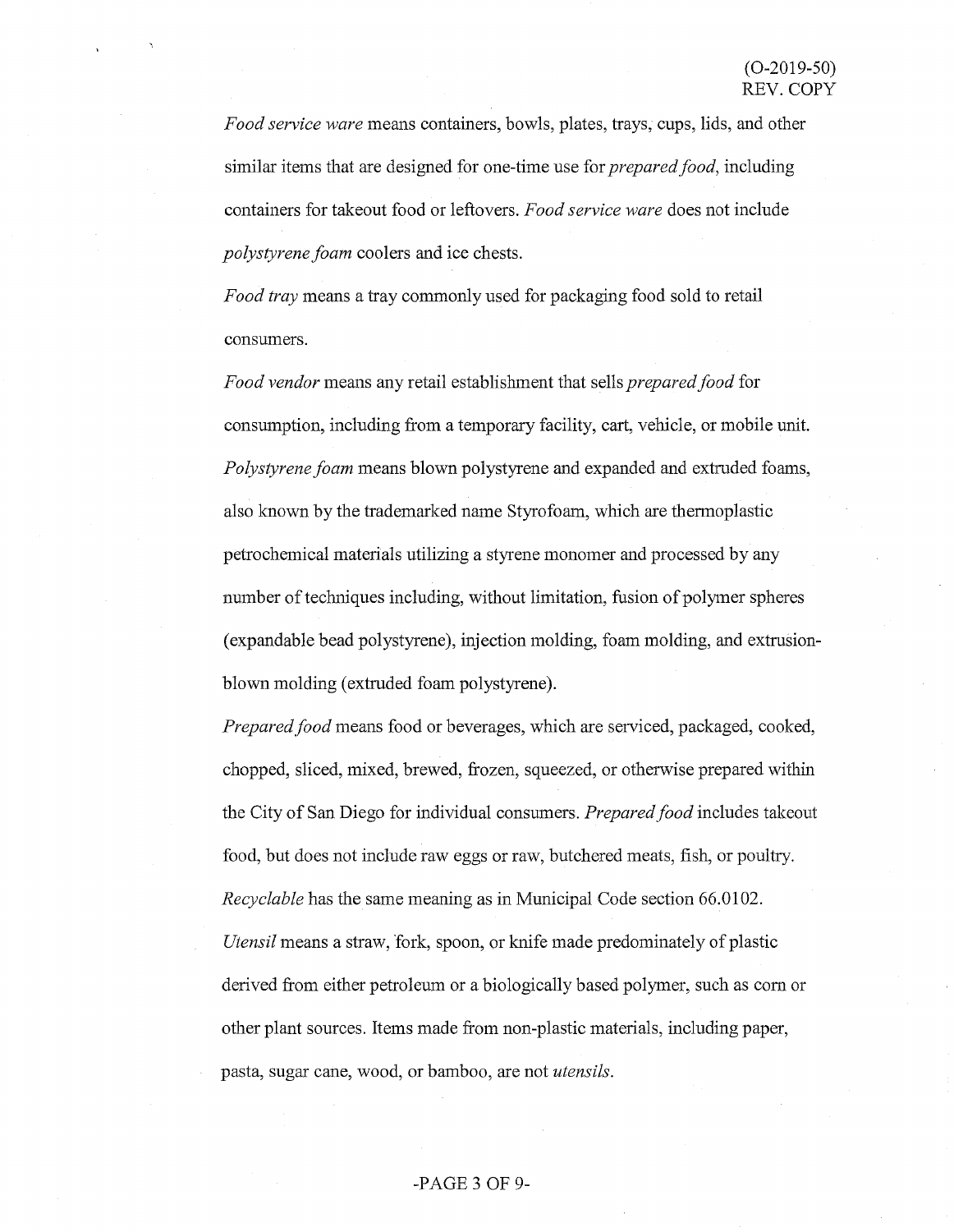*Food service ware* means containers, bowls, plates, trays, cups, lids, and other similar items that are designed for one-time use for *prepared food*, including containers for takeout food or leftovers. *Food service ware* does not include *polystyrene foam* coolers and ice chests.

*Food tray* means a tray commonly used for packaging food sold to retail consumers.

*Food vendor* means any retail establishment that sells *prepared food* for consumption, including from a temporary facility, cart, vehicle, or mobile unit.

*Polystyrene foam* means blown polystyrene and expanded and extruded foams, also known by the trademarked name Styrofoam, which are thermoplastic petrochemical materials utilizing a styrene monomer and processed by any number of techniques including, without limitation, fusion of polymer spheres (expandable bead polystyrene), injection molding, foam molding, and extrusion-blown molding (extruded foam polystyrene).

*Prepared food* means food or beverages, which are serviced, packaged, cooked, chopped, sliced, mixed, brewed, frozen, squeezed, or otherwise prepared within the City of San Diego for individual consumers. *Prepared food* includes takeout food, but does not include raw eggs or raw, butchered meats, fish, or poultry.

*Recyclable* has the same meaning as in Municipal Code section 66.0102.

*Utensil* means a straw, fork, spoon, or knife made predominately of plastic derived from either petroleum or a biologically based polymer, such as corn or other plant sources. Items made from non-plastic materials, including paper, pasta, sugar cane, wood, or bamboo, are not *utensils*.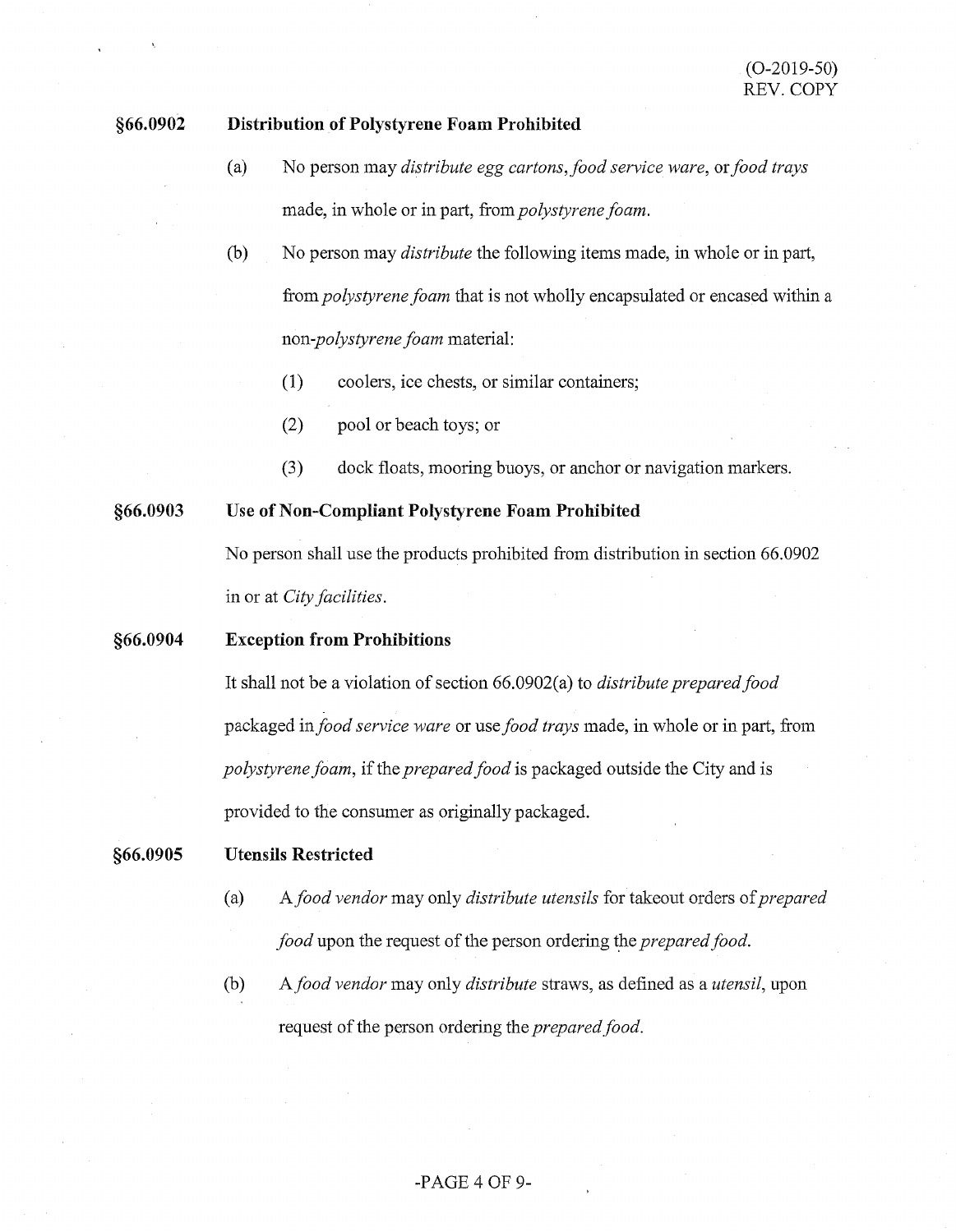### §66.0902 Distribution of Polystyrene Foam Prohibited

(a) No person may *distribute egg cartons*, *food service ware*, or *food trays* made, in whole or in part, from *polystyrene foam*.

(b) No person may *distribute* the following items made, in whole or in part, from *polystyrene foam* that is not wholly encapsulated or encased within a non-*polystyrene foam* material:

(1) coolers, ice chests, or similar containers;

(2) pool or beach toys; or

(3) dock floats, mooring buoys, or anchor or navigation markers.

### §66.0903 Use of Non-Compliant Polystyrene Foam Prohibited

No person shall use the products prohibited from distribution in section 66.0902 in or at *City facilities*.

### §66.0904 Exception from Prohibitions

It shall not be a violation of section 66.0902(a) to *distribute prepared food* packaged in *food service ware* or use *food trays* made, in whole or in part, from *polystyrene foam*, if the *prepared food* is packaged outside the City and is provided to the consumer as originally packaged.

### §66.0905 Utensils Restricted

(a) A *food vendor* may only *distribute utensils* for takeout orders of *prepared food* upon the request of the person ordering the *prepared food*.

(b) A *food vendor* may only *distribute* straws, as defined as a *utensil*, upon request of the person ordering the *prepared food*.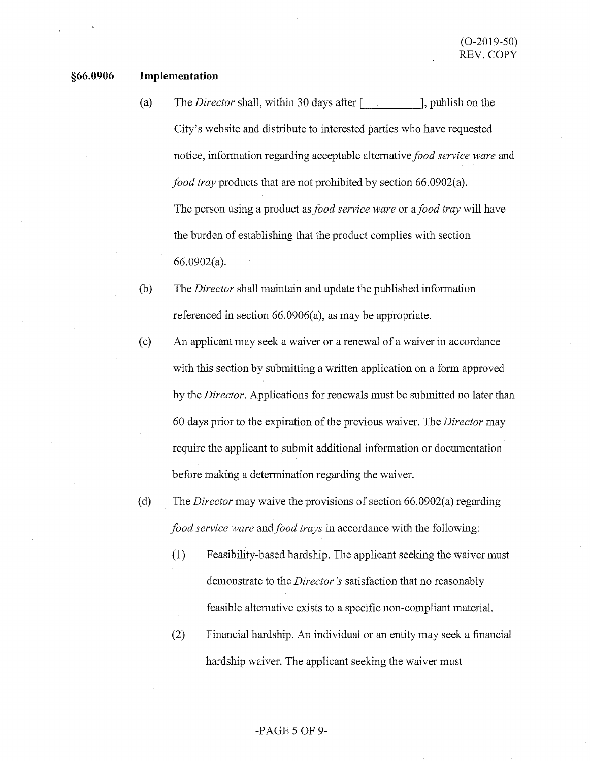**§66.0906 Implementation**

(a) The *Director* shall, within 30 days after [__________], publish on the City's website and distribute to interested parties who have requested notice, information regarding acceptable alternative *food service ware* and *food tray* products that are not prohibited by section 66.0902(a). The person using a product as *food service ware* or a *food tray* will have the burden of establishing that the product complies with section 66.0902(a).

(b) The *Director* shall maintain and update the published information referenced in section 66.0906(a), as may be appropriate.

(c) An applicant may seek a waiver or a renewal of a waiver in accordance with this section by submitting a written application on a form approved by the *Director*. Applications for renewals must be submitted no later than 60 days prior to the expiration of the previous waiver. The *Director* may require the applicant to submit additional information or documentation before making a determination regarding the waiver.

(d) The *Director* may waive the provisions of section 66.0902(a) regarding *food service ware* and *food trays* in accordance with the following:

(1) Feasibility-based hardship. The applicant seeking the waiver must demonstrate to the *Director's* satisfaction that no reasonably feasible alternative exists to a specific non-compliant material.

(2) Financial hardship. An individual or an entity may seek a financial hardship waiver. The applicant seeking the waiver must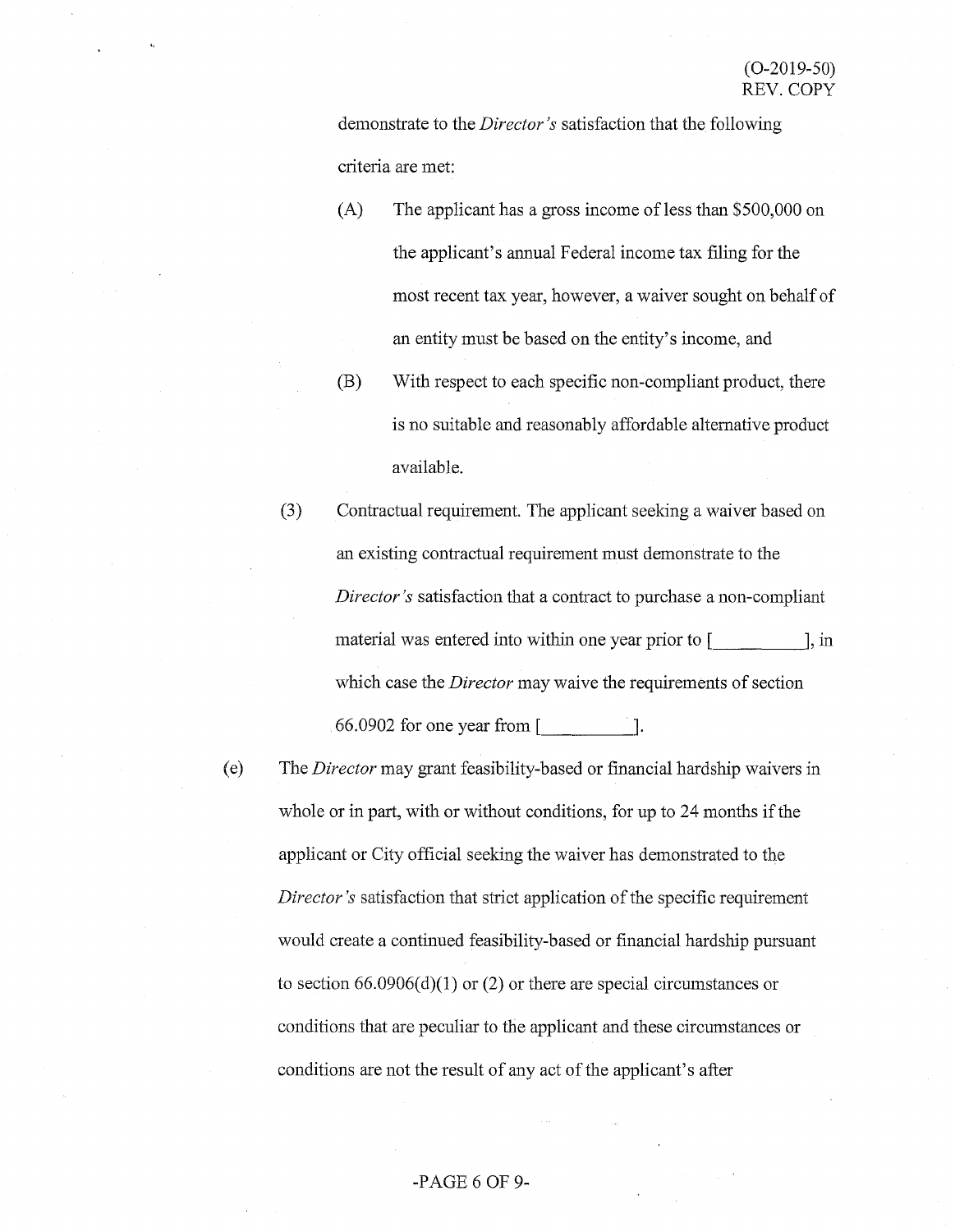demonstrate to the *Director's* satisfaction that the following criteria are met:

(A) The applicant has a gross income of less than $500,000 on the applicant's annual Federal income tax filing for the most recent tax year, however, a waiver sought on behalf of an entity must be based on the entity's income, and

(B) With respect to each specific non-compliant product, there is no suitable and reasonably affordable alternative product available.

(3) Contractual requirement. The applicant seeking a waiver based on an existing contractual requirement must demonstrate to the *Director's* satisfaction that a contract to purchase a non-compliant material was entered into within one year prior to [__________], in which case the *Director* may waive the requirements of section 66.0902 for one year from [__________].

(e) The *Director* may grant feasibility-based or financial hardship waivers in whole or in part, with or without conditions, for up to 24 months if the applicant or City official seeking the waiver has demonstrated to the *Director's* satisfaction that strict application of the specific requirement would create a continued feasibility-based or financial hardship pursuant to section 66.0906(d)(1) or (2) or there are special circumstances or conditions that are peculiar to the applicant and these circumstances or conditions are not the result of any act of the applicant's after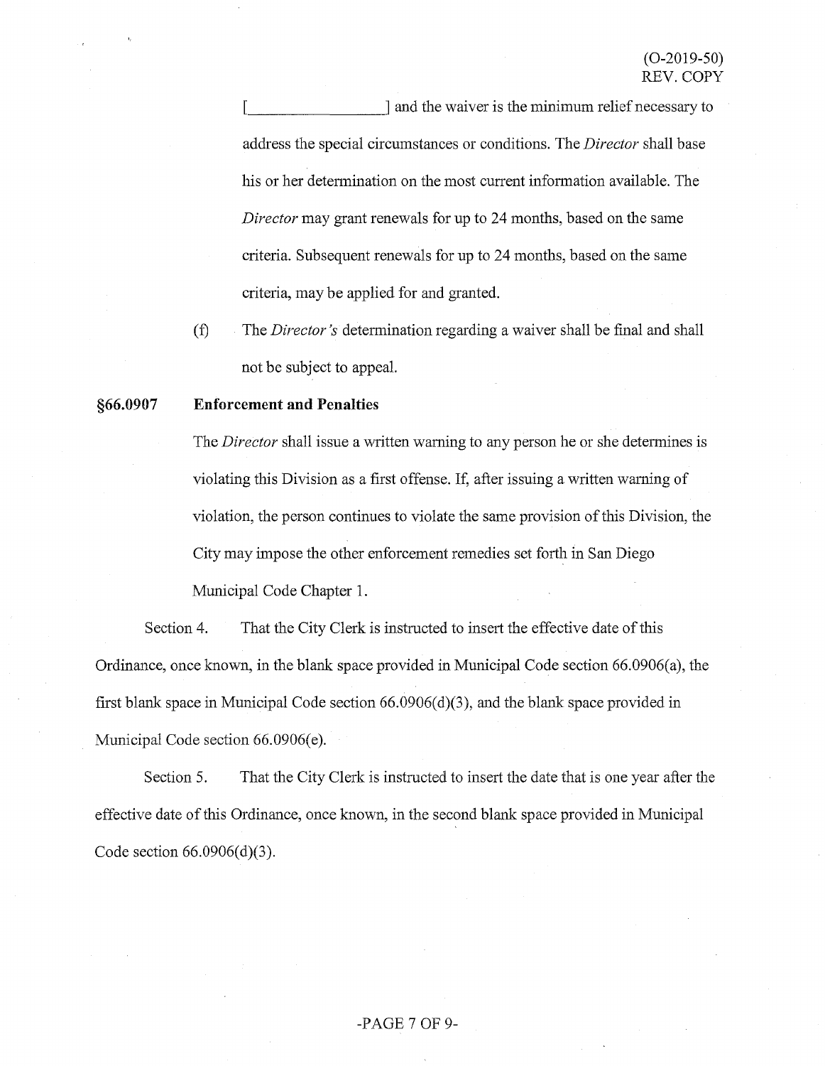[_________________] and the waiver is the minimum relief necessary to address the special circumstances or conditions. The *Director* shall base his or her determination on the most current information available. The *Director* may grant renewals for up to 24 months, based on the same criteria. Subsequent renewals for up to 24 months, based on the same criteria, may be applied for and granted.

(f) The *Director's* determination regarding a waiver shall be final and shall not be subject to appeal.

**§66.0907 Enforcement and Penalties**

The *Director* shall issue a written warning to any person he or she determines is violating this Division as a first offense. If, after issuing a written warning of violation, the person continues to violate the same provision of this Division, the City may impose the other enforcement remedies set forth in San Diego Municipal Code Chapter 1.

Section 4. That the City Clerk is instructed to insert the effective date of this Ordinance, once known, in the blank space provided in Municipal Code section 66.0906(a), the first blank space in Municipal Code section 66.0906(d)(3), and the blank space provided in Municipal Code section 66.0906(e).

Section 5. That the City Clerk is instructed to insert the date that is one year after the effective date of this Ordinance, once known, in the second blank space provided in Municipal Code section 66.0906(d)(3).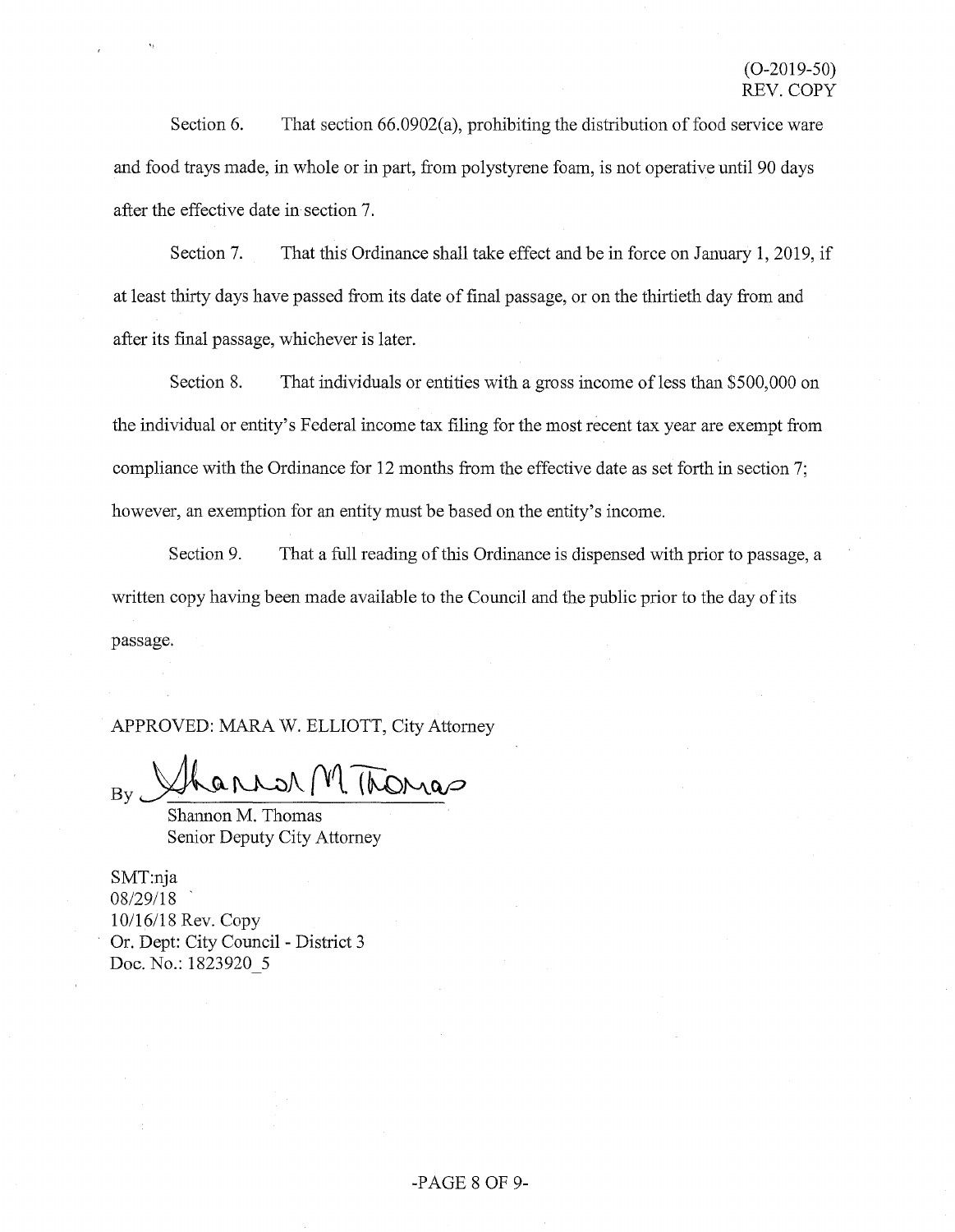(O-2019-50)
REV. COPY

Section 6. That section 66.0902(a), prohibiting the distribution of food service ware and food trays made, in whole or in part, from polystyrene foam, is not operative until 90 days after the effective date in section 7.

Section 7. That this Ordinance shall take effect and be in force on January 1, 2019, if at least thirty days have passed from its date of final passage, or on the thirtieth day from and after its final passage, whichever is later.

Section 8. That individuals or entities with a gross income of less than $500,000 on the individual or entity's Federal income tax filing for the most recent tax year are exempt from compliance with the Ordinance for 12 months from the effective date as set forth in section 7; however, an exemption for an entity must be based on the entity's income.

Section 9. That a full reading of this Ordinance is dispensed with prior to passage, a written copy having been made available to the Council and the public prior to the day of its passage.

APPROVED: MARA W. ELLIOTT, City Attorney

By Shannon M. Thomas
Shannon M. Thomas
Senior Deputy City Attorney

SMT:nja
08/29/18
10/16/18 Rev. Copy
Or. Dept: City Council - District 3
Doc. No.: 1823920_5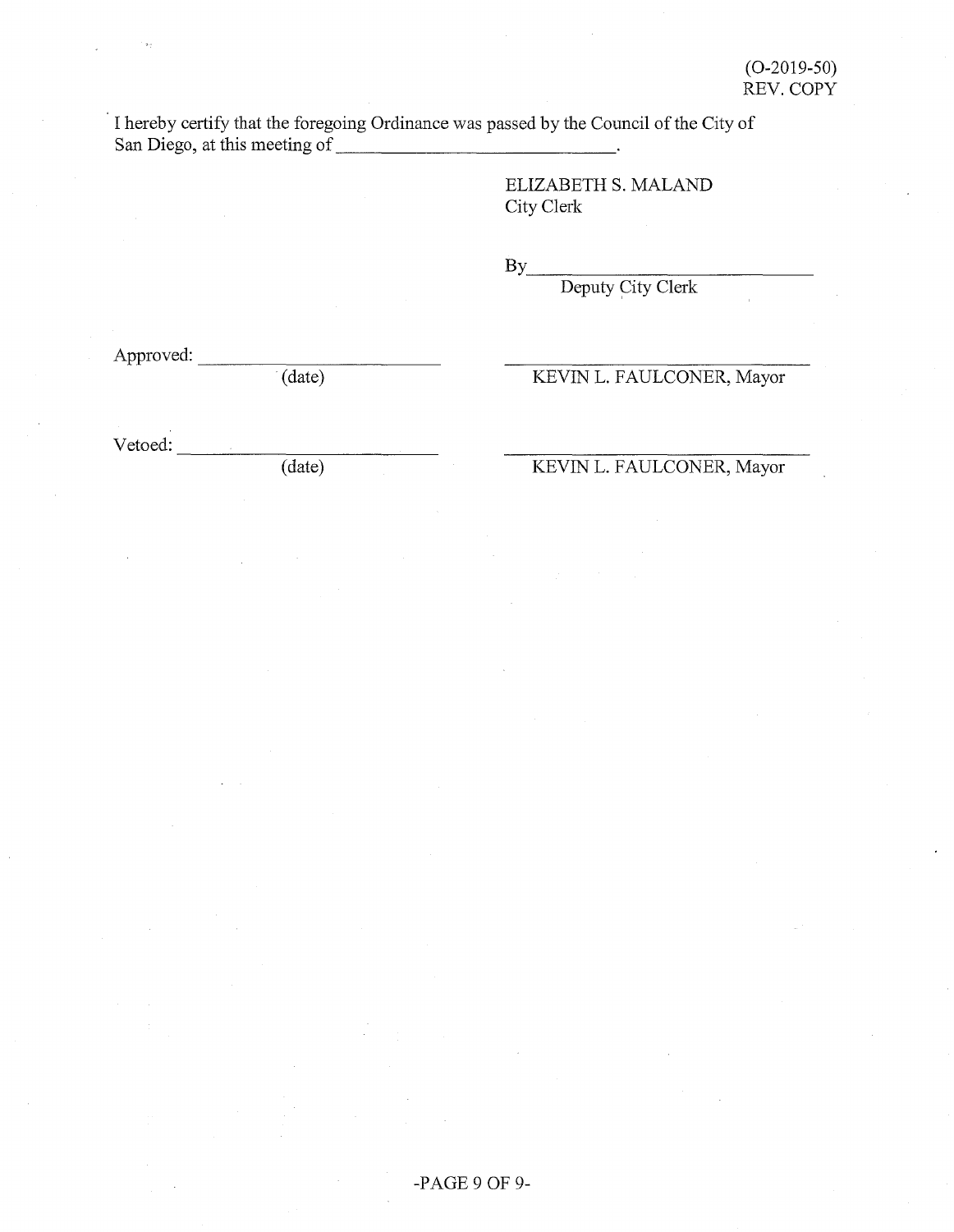(O-2019-50)
REV. COPY

I hereby certify that the foregoing Ordinance was passed by the Council of the City of San Diego, at this meeting of ______________________________.

ELIZABETH S. MALAND
City Clerk

By______________________________
Deputy City Clerk

Approved: ______________________________
(date)

______________________________
KEVIN L. FAULCONER, Mayor

Vetoed: ______________________________
(date)

______________________________
KEVIN L. FAULCONER, Mayor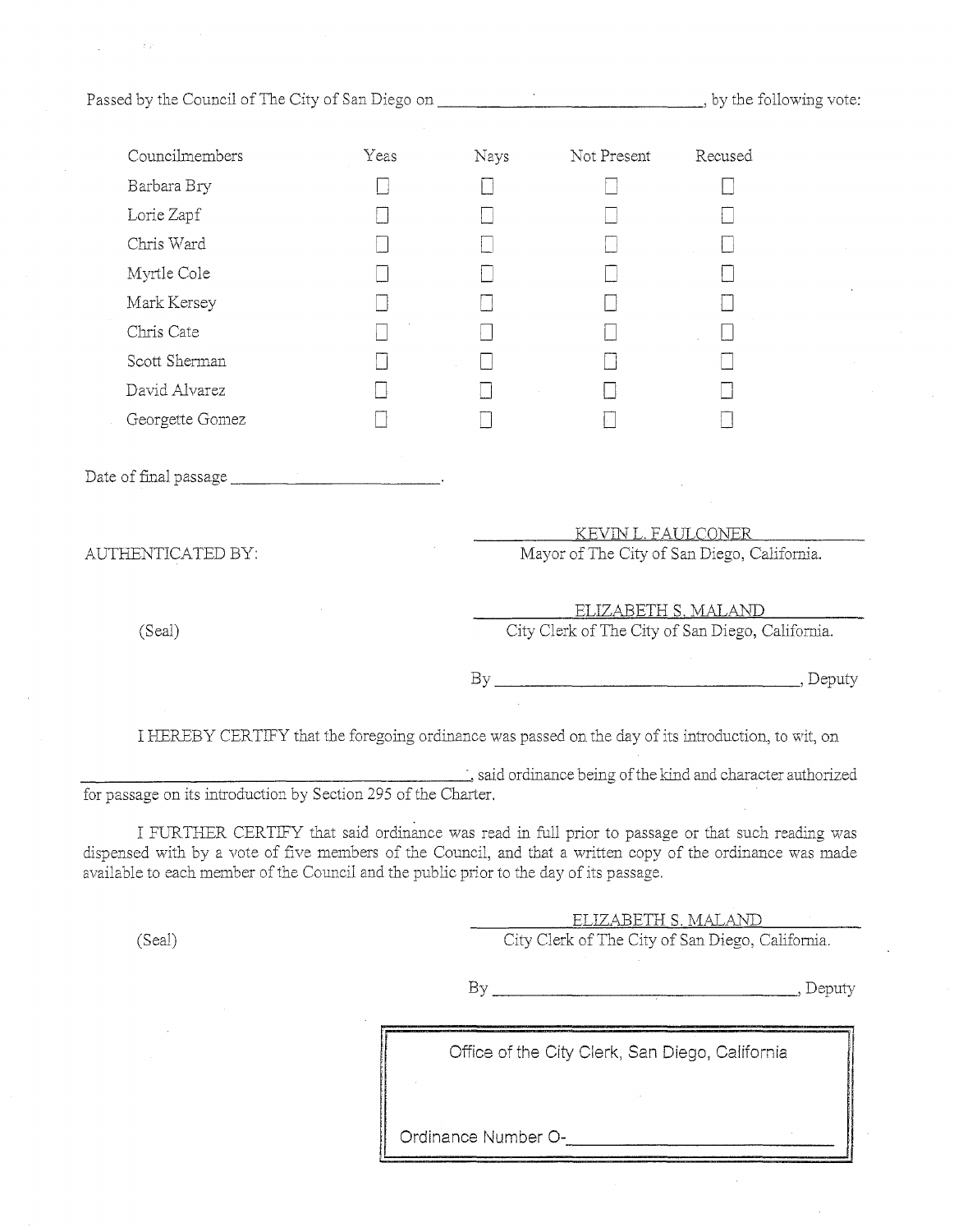Passed by the Council of The City of San Diego on ______________________, by the following vote:

| Councilmembers | Yeas | Nays | Not Present | Recused |
|---|---|---|---|---|
| Barbara Bry | ☐ | ☐ | ☐ | ☐ |
| Lorie Zapf | ☐ | ☐ | ☐ | ☐ |
| Chris Ward | ☐ | ☐ | ☐ | ☐ |
| Myrtle Cole | ☐ | ☐ | ☐ | ☐ |
| Mark Kersey | ☐ | ☐ | ☐ | ☐ |
| Chris Cate | ☐ | ☐ | ☐ | ☐ |
| Scott Sherman | ☐ | ☐ | ☐ | ☐ |
| David Alvarez | ☐ | ☐ | ☐ | ☐ |
| Georgette Gomez | ☐ | ☐ | ☐ | ☐ |

Date of final passage ______________________.

AUTHENTICATED BY:

KEVIN L. FAULCONER
Mayor of The City of San Diego, California.

(Seal)

ELIZABETH S. MALAND
City Clerk of The City of San Diego, California.

By ______________________, Deputy

I HEREBY CERTIFY that the foregoing ordinance was passed on the day of its introduction, to wit, on ______________________, said ordinance being of the kind and character authorized for passage on its introduction by Section 295 of the Charter.

I FURTHER CERTIFY that said ordinance was read in full prior to passage or that such reading was dispensed with by a vote of five members of the Council, and that a written copy of the ordinance was made available to each member of the Council and the public prior to the day of its passage.

(Seal)

ELIZABETH S. MALAND
City Clerk of The City of San Diego, California.

By ______________________, Deputy

Office of the City Clerk, San Diego, California

Ordinance Number O-______________________